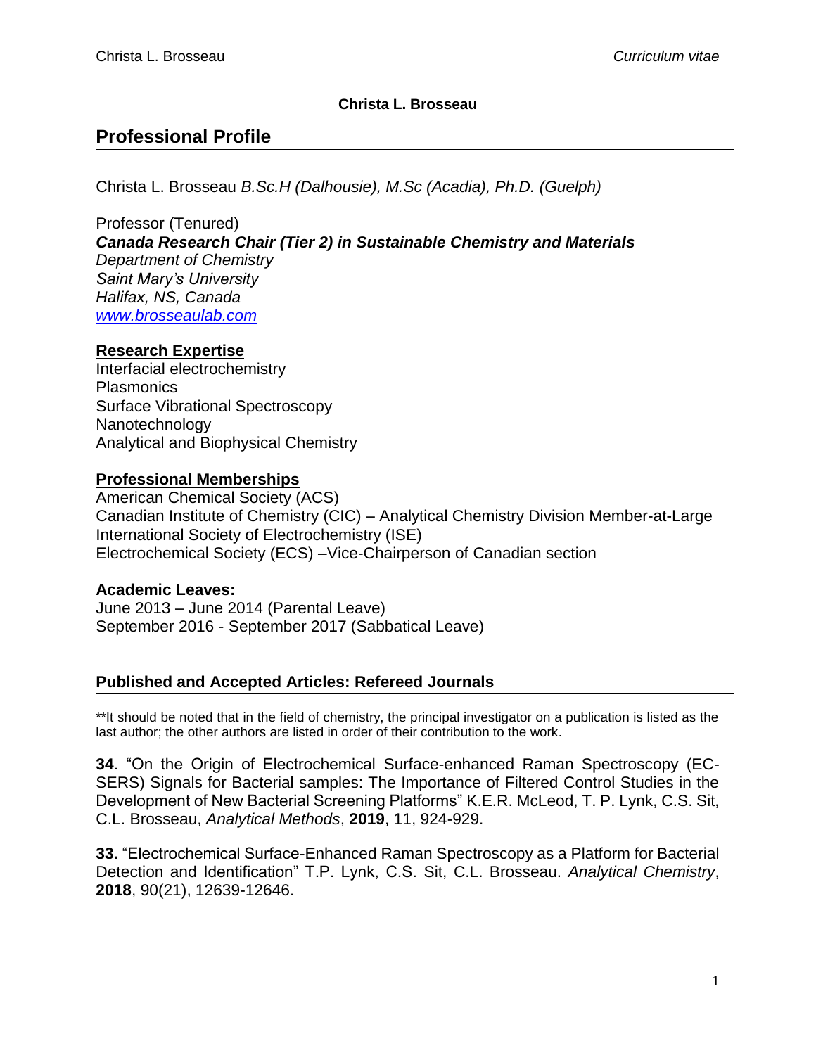**Christa L. Brosseau**

## Professional Profile

Christa L. Brosseau *B.Sc.H (Dalhousie), M.Sc (Acadia), Ph.D. (Guelph)*

Professor (Tenured)
***Canada Research Chair (Tier 2) in Sustainable Chemistry and Materials***
*Department of Chemistry*
*Saint Mary's University*
*Halifax, NS, Canada*
*[www.brosseaulab.com](http://www.brosseaulab.com)*

**Research Expertise**

Interfacial electrochemistry
Plasmonics
Surface Vibrational Spectroscopy
Nanotechnology
Analytical and Biophysical Chemistry

**Professional Memberships**

American Chemical Society (ACS)
Canadian Institute of Chemistry (CIC) – Analytical Chemistry Division Member-at-Large
International Society of Electrochemistry (ISE)
Electrochemical Society (ECS) –Vice-Chairperson of Canadian section

**Academic Leaves:**

June 2013 – June 2014 (Parental Leave)
September 2016 - September 2017 (Sabbatical Leave)

## Published and Accepted Articles: Refereed Journals

**It should be noted that in the field of chemistry, the principal investigator on a publication is listed as the last author; the other authors are listed in order of their contribution to the work.

**34**. "On the Origin of Electrochemical Surface-enhanced Raman Spectroscopy (EC-SERS) Signals for Bacterial samples: The Importance of Filtered Control Studies in the Development of New Bacterial Screening Platforms" K.E.R. McLeod, T. P. Lynk, C.S. Sit, C.L. Brosseau, *Analytical Methods*, **2019**, 11, 924-929.

**33.** "Electrochemical Surface-Enhanced Raman Spectroscopy as a Platform for Bacterial Detection and Identification" T.P. Lynk, C.S. Sit, C.L. Brosseau. *Analytical Chemistry*, **2018**, 90(21), 12639-12646.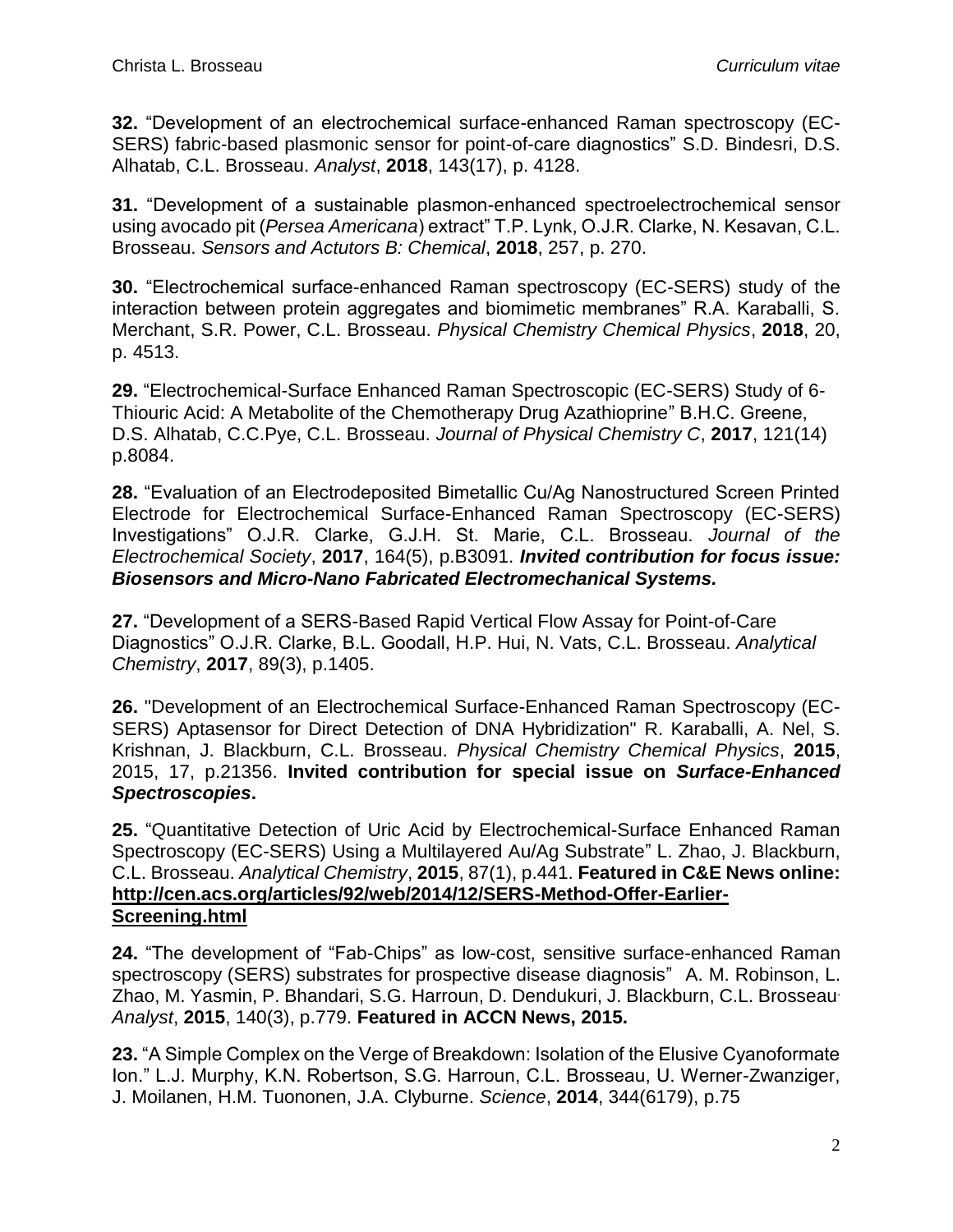**32.** "Development of an electrochemical surface-enhanced Raman spectroscopy (EC-SERS) fabric-based plasmonic sensor for point-of-care diagnostics" S.D. Bindesri, D.S. Alhatab, C.L. Brosseau. *Analyst*, **2018**, 143(17), p. 4128.

**31.** "Development of a sustainable plasmon-enhanced spectroelectrochemical sensor using avocado pit (*Persea Americana*) extract" T.P. Lynk, O.J.R. Clarke, N. Kesavan, C.L. Brosseau. *Sensors and Actutors B: Chemical*, **2018**, 257, p. 270.

**30.** "Electrochemical surface-enhanced Raman spectroscopy (EC-SERS) study of the interaction between protein aggregates and biomimetic membranes" R.A. Karaballi, S. Merchant, S.R. Power, C.L. Brosseau. *Physical Chemistry Chemical Physics*, **2018**, 20, p. 4513.

**29.** "Electrochemical-Surface Enhanced Raman Spectroscopic (EC-SERS) Study of 6-Thiouric Acid: A Metabolite of the Chemotherapy Drug Azathioprine" B.H.C. Greene, D.S. Alhatab, C.C.Pye, C.L. Brosseau. *Journal of Physical Chemistry C*, **2017**, 121(14) p.8084.

**28.** "Evaluation of an Electrodeposited Bimetallic Cu/Ag Nanostructured Screen Printed Electrode for Electrochemical Surface-Enhanced Raman Spectroscopy (EC-SERS) Investigations" O.J.R. Clarke, G.J.H. St. Marie, C.L. Brosseau. *Journal of the Electrochemical Society*, **2017**, 164(5), p.B3091. ***Invited contribution for focus issue: Biosensors and Micro-Nano Fabricated Electromechanical Systems.***

**27.** "Development of a SERS-Based Rapid Vertical Flow Assay for Point-of-Care Diagnostics" O.J.R. Clarke, B.L. Goodall, H.P. Hui, N. Vats, C.L. Brosseau. *Analytical Chemistry*, **2017**, 89(3), p.1405.

**26.** "Development of an Electrochemical Surface-Enhanced Raman Spectroscopy (EC-SERS) Aptasensor for Direct Detection of DNA Hybridization" R. Karaballi, A. Nel, S. Krishnan, J. Blackburn, C.L. Brosseau. *Physical Chemistry Chemical Physics*, **2015**, 2015, 17, p.21356. **Invited contribution for special issue on *Surface-Enhanced Spectroscopies*.**

**25.** "Quantitative Detection of Uric Acid by Electrochemical-Surface Enhanced Raman Spectroscopy (EC-SERS) Using a Multilayered Au/Ag Substrate" L. Zhao, J. Blackburn, C.L. Brosseau. *Analytical Chemistry*, **2015**, 87(1), p.441. **Featured in C&E News online: http://cen.acs.org/articles/92/web/2014/12/SERS-Method-Offer-Earlier-Screening.html**

**24.** "The development of "Fab-Chips" as low-cost, sensitive surface-enhanced Raman spectroscopy (SERS) substrates for prospective disease diagnosis" A. M. Robinson, L. Zhao, M. Yasmin, P. Bhandari, S.G. Harroun, D. Dendukuri, J. Blackburn, C.L. Brosseau. *Analyst*, **2015**, 140(3), p.779. **Featured in ACCN News, 2015.**

**23.** "A Simple Complex on the Verge of Breakdown: Isolation of the Elusive Cyanoformate Ion." L.J. Murphy, K.N. Robertson, S.G. Harroun, C.L. Brosseau, U. Werner-Zwanziger, J. Moilanen, H.M. Tuononen, J.A. Clyburne. *Science*, **2014**, 344(6179), p.75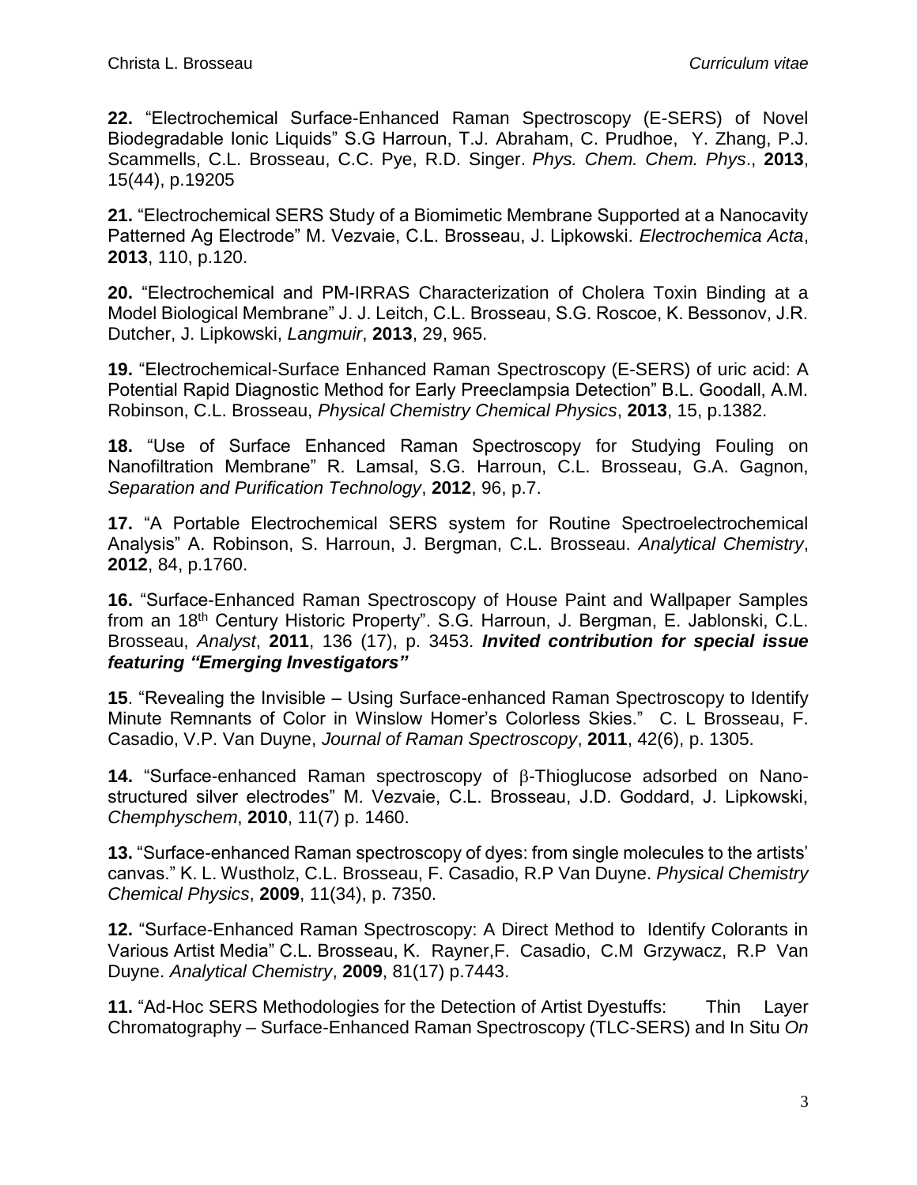**22.** "Electrochemical Surface-Enhanced Raman Spectroscopy (E-SERS) of Novel Biodegradable Ionic Liquids" S.G Harroun, T.J. Abraham, C. Prudhoe, Y. Zhang, P.J. Scammells, C.L. Brosseau, C.C. Pye, R.D. Singer. *Phys. Chem. Chem. Phys*., **2013**, 15(44), p.19205

**21.** "Electrochemical SERS Study of a Biomimetic Membrane Supported at a Nanocavity Patterned Ag Electrode" M. Vezvaie, C.L. Brosseau, J. Lipkowski. *Electrochemica Acta*, **2013**, 110, p.120.

**20.** "Electrochemical and PM-IRRAS Characterization of Cholera Toxin Binding at a Model Biological Membrane" J. J. Leitch, C.L. Brosseau, S.G. Roscoe, K. Bessonov, J.R. Dutcher, J. Lipkowski, *Langmuir*, **2013**, 29, 965.

**19.** "Electrochemical-Surface Enhanced Raman Spectroscopy (E-SERS) of uric acid: A Potential Rapid Diagnostic Method for Early Preeclampsia Detection" B.L. Goodall, A.M. Robinson, C.L. Brosseau, *Physical Chemistry Chemical Physics*, **2013**, 15, p.1382.

**18.** "Use of Surface Enhanced Raman Spectroscopy for Studying Fouling on Nanofiltration Membrane" R. Lamsal, S.G. Harroun, C.L. Brosseau, G.A. Gagnon, *Separation and Purification Technology*, **2012**, 96, p.7.

**17.** "A Portable Electrochemical SERS system for Routine Spectroelectrochemical Analysis" A. Robinson, S. Harroun, J. Bergman, C.L. Brosseau. *Analytical Chemistry*, **2012**, 84, p.1760.

**16.** "Surface-Enhanced Raman Spectroscopy of House Paint and Wallpaper Samples from an 18th Century Historic Property". S.G. Harroun, J. Bergman, E. Jablonski, C.L. Brosseau, *Analyst*, **2011**, 136 (17), p. 3453. ***Invited contribution for special issue featuring "Emerging Investigators"***

**15**. "Revealing the Invisible – Using Surface-enhanced Raman Spectroscopy to Identify Minute Remnants of Color in Winslow Homer's Colorless Skies." C. L Brosseau, F. Casadio, V.P. Van Duyne, *Journal of Raman Spectroscopy*, **2011**, 42(6), p. 1305.

**14.** "Surface-enhanced Raman spectroscopy of β-Thioglucose adsorbed on Nano-structured silver electrodes" M. Vezvaie, C.L. Brosseau, J.D. Goddard, J. Lipkowski, *Chemphyschem*, **2010**, 11(7) p. 1460.

**13.** "Surface-enhanced Raman spectroscopy of dyes: from single molecules to the artists' canvas." K. L. Wustholz, C.L. Brosseau, F. Casadio, R.P Van Duyne. *Physical Chemistry Chemical Physics*, **2009**, 11(34), p. 7350.

**12.** "Surface-Enhanced Raman Spectroscopy: A Direct Method to Identify Colorants in Various Artist Media" C.L. Brosseau, K. Rayner, F. Casadio, C.M Grzywacz, R.P Van Duyne. *Analytical Chemistry*, **2009**, 81(17) p.7443.

**11.** "Ad-Hoc SERS Methodologies for the Detection of Artist Dyestuffs: Thin Layer Chromatography – Surface-Enhanced Raman Spectroscopy (TLC-SERS) and In Situ *On*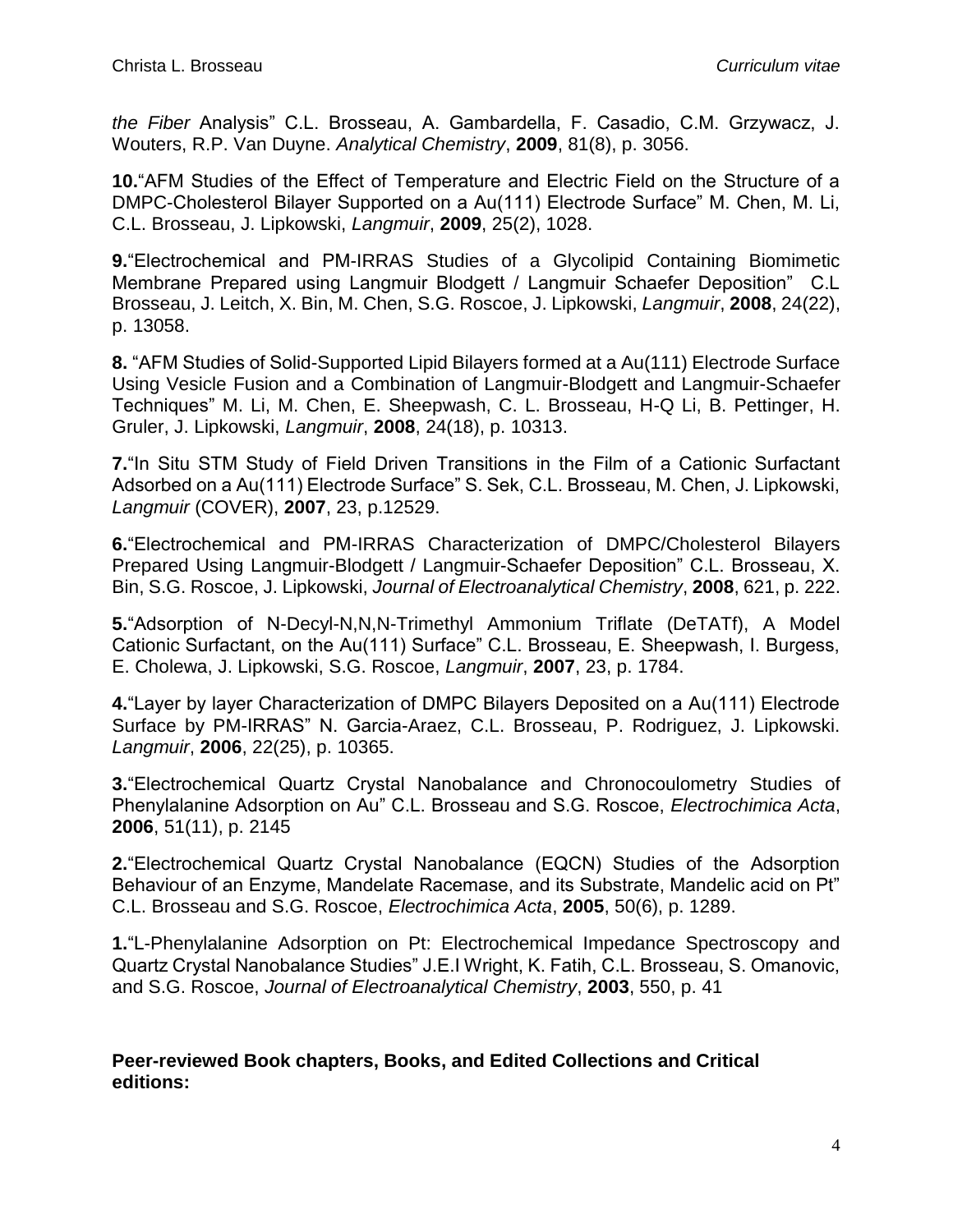*the Fiber* Analysis" C.L. Brosseau, A. Gambardella, F. Casadio, C.M. Grzywacz, J. Wouters, R.P. Van Duyne. *Analytical Chemistry*, **2009**, 81(8), p. 3056.

**10.**"AFM Studies of the Effect of Temperature and Electric Field on the Structure of a DMPC-Cholesterol Bilayer Supported on a Au(111) Electrode Surface" M. Chen, M. Li, C.L. Brosseau, J. Lipkowski, *Langmuir*, **2009**, 25(2), 1028.

**9.**"Electrochemical and PM-IRRAS Studies of a Glycolipid Containing Biomimetic Membrane Prepared using Langmuir Blodgett / Langmuir Schaefer Deposition" C.L Brosseau, J. Leitch, X. Bin, M. Chen, S.G. Roscoe, J. Lipkowski, *Langmuir*, **2008**, 24(22), p. 13058.

**8.** "AFM Studies of Solid-Supported Lipid Bilayers formed at a Au(111) Electrode Surface Using Vesicle Fusion and a Combination of Langmuir-Blodgett and Langmuir-Schaefer Techniques" M. Li, M. Chen, E. Sheepwash, C. L. Brosseau, H-Q Li, B. Pettinger, H. Gruler, J. Lipkowski, *Langmuir*, **2008**, 24(18), p. 10313.

**7.**"In Situ STM Study of Field Driven Transitions in the Film of a Cationic Surfactant Adsorbed on a Au(111) Electrode Surface" S. Sek, C.L. Brosseau, M. Chen, J. Lipkowski, *Langmuir* (COVER), **2007**, 23, p.12529.

**6.**"Electrochemical and PM-IRRAS Characterization of DMPC/Cholesterol Bilayers Prepared Using Langmuir-Blodgett / Langmuir-Schaefer Deposition" C.L. Brosseau, X. Bin, S.G. Roscoe, J. Lipkowski, *Journal of Electroanalytical Chemistry*, **2008**, 621, p. 222.

**5.**"Adsorption of N-Decyl-N,N,N-Trimethyl Ammonium Triflate (DeTATf), A Model Cationic Surfactant, on the Au(111) Surface" C.L. Brosseau, E. Sheepwash, I. Burgess, E. Cholewa, J. Lipkowski, S.G. Roscoe, *Langmuir*, **2007**, 23, p. 1784.

**4.**"Layer by layer Characterization of DMPC Bilayers Deposited on a Au(111) Electrode Surface by PM-IRRAS" N. Garcia-Araez, C.L. Brosseau, P. Rodriguez, J. Lipkowski. *Langmuir*, **2006**, 22(25), p. 10365.

**3.**"Electrochemical Quartz Crystal Nanobalance and Chronocoulometry Studies of Phenylalanine Adsorption on Au" C.L. Brosseau and S.G. Roscoe, *Electrochimica Acta*, **2006**, 51(11), p. 2145

**2.**"Electrochemical Quartz Crystal Nanobalance (EQCN) Studies of the Adsorption Behaviour of an Enzyme, Mandelate Racemase, and its Substrate, Mandelic acid on Pt" C.L. Brosseau and S.G. Roscoe, *Electrochimica Acta*, **2005**, 50(6), p. 1289.

**1.**"L-Phenylalanine Adsorption on Pt: Electrochemical Impedance Spectroscopy and Quartz Crystal Nanobalance Studies" J.E.I Wright, K. Fatih, C.L. Brosseau, S. Omanovic, and S.G. Roscoe, *Journal of Electroanalytical Chemistry*, **2003**, 550, p. 41

**Peer-reviewed Book chapters, Books, and Edited Collections and Critical editions:**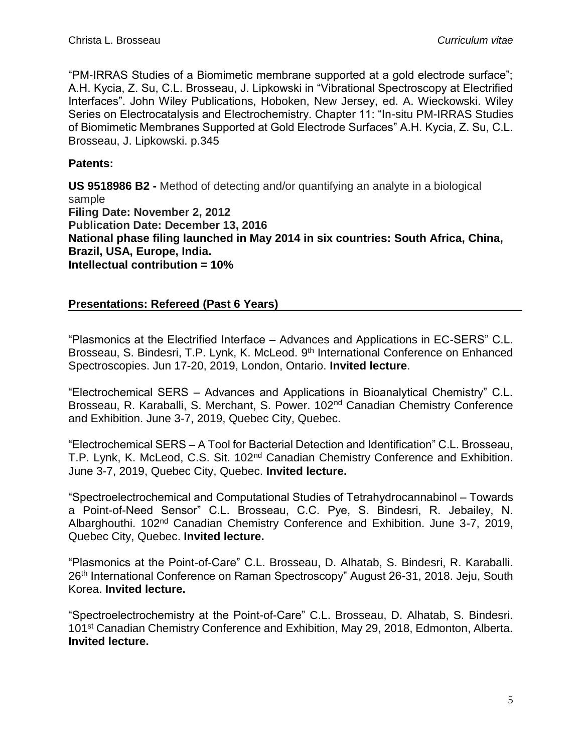"PM-IRRAS Studies of a Biomimetic membrane supported at a gold electrode surface"; A.H. Kycia, Z. Su, C.L. Brosseau, J. Lipkowski in "Vibrational Spectroscopy at Electrified Interfaces". John Wiley Publications, Hoboken, New Jersey, ed. A. Wieckowski. Wiley Series on Electrocatalysis and Electrochemistry. Chapter 11: "In-situ PM-IRRAS Studies of Biomimetic Membranes Supported at Gold Electrode Surfaces" A.H. Kycia, Z. Su, C.L. Brosseau, J. Lipkowski. p.345

**Patents:**

**US 9518986 B2 -** Method of detecting and/or quantifying an analyte in a biological sample
**Filing Date: November 2, 2012**
**Publication Date: December 13, 2016**
**National phase filing launched in May 2014 in six countries: South Africa, China, Brazil, USA, Europe, India.**
**Intellectual contribution = 10%**

## Presentations: Refereed (Past 6 Years)

"Plasmonics at the Electrified Interface – Advances and Applications in EC-SERS" C.L. Brosseau, S. Bindesri, T.P. Lynk, K. McLeod. 9th International Conference on Enhanced Spectroscopies. Jun 17-20, 2019, London, Ontario. **Invited lecture**.

"Electrochemical SERS – Advances and Applications in Bioanalytical Chemistry" C.L. Brosseau, R. Karaballi, S. Merchant, S. Power. 102nd Canadian Chemistry Conference and Exhibition. June 3-7, 2019, Quebec City, Quebec.

"Electrochemical SERS – A Tool for Bacterial Detection and Identification" C.L. Brosseau, T.P. Lynk, K. McLeod, C.S. Sit. 102nd Canadian Chemistry Conference and Exhibition. June 3-7, 2019, Quebec City, Quebec. **Invited lecture.**

"Spectroelectrochemical and Computational Studies of Tetrahydrocannabinol – Towards a Point-of-Need Sensor" C.L. Brosseau, C.C. Pye, S. Bindesri, R. Jebailey, N. Albarghouthi. 102nd Canadian Chemistry Conference and Exhibition. June 3-7, 2019, Quebec City, Quebec. **Invited lecture.**

"Plasmonics at the Point-of-Care" C.L. Brosseau, D. Alhatab, S. Bindesri, R. Karaballi. 26th International Conference on Raman Spectroscopy" August 26-31, 2018. Jeju, South Korea. **Invited lecture.**

"Spectroelectrochemistry at the Point-of-Care" C.L. Brosseau, D. Alhatab, S. Bindesri. 101st Canadian Chemistry Conference and Exhibition, May 29, 2018, Edmonton, Alberta. **Invited lecture.**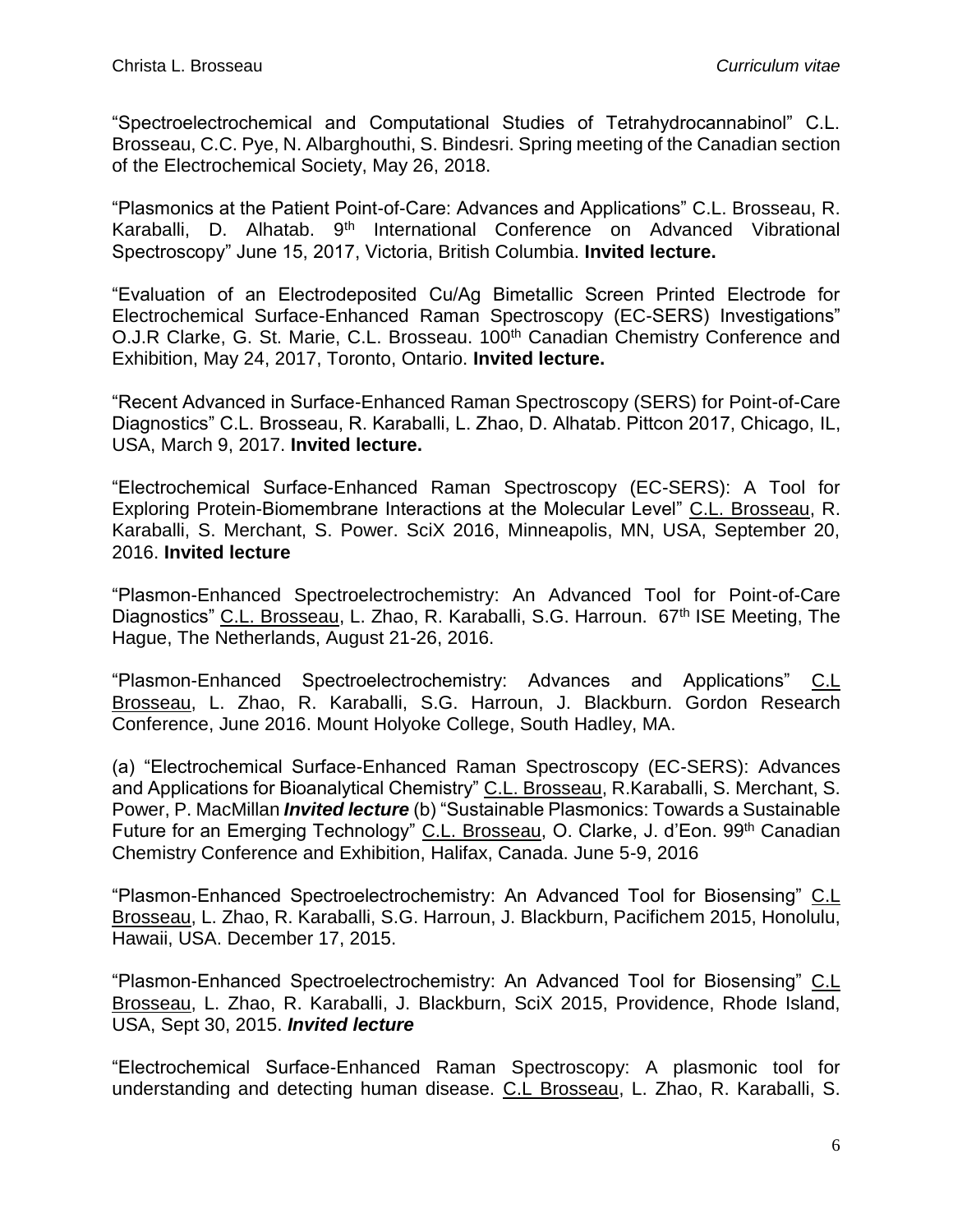"Spectroelectrochemical and Computational Studies of Tetrahydrocannabinol" C.L. Brosseau, C.C. Pye, N. Albarghouthi, S. Bindesri. Spring meeting of the Canadian section of the Electrochemical Society, May 26, 2018.

"Plasmonics at the Patient Point-of-Care: Advances and Applications" C.L. Brosseau, R. Karaballi, D. Alhatab. 9th International Conference on Advanced Vibrational Spectroscopy" June 15, 2017, Victoria, British Columbia. **Invited lecture.**

"Evaluation of an Electrodeposited Cu/Ag Bimetallic Screen Printed Electrode for Electrochemical Surface-Enhanced Raman Spectroscopy (EC-SERS) Investigations" O.J.R Clarke, G. St. Marie, C.L. Brosseau. 100th Canadian Chemistry Conference and Exhibition, May 24, 2017, Toronto, Ontario. **Invited lecture.**

"Recent Advanced in Surface-Enhanced Raman Spectroscopy (SERS) for Point-of-Care Diagnostics" C.L. Brosseau, R. Karaballi, L. Zhao, D. Alhatab. Pittcon 2017, Chicago, IL, USA, March 9, 2017. **Invited lecture.**

"Electrochemical Surface-Enhanced Raman Spectroscopy (EC-SERS): A Tool for Exploring Protein-Biomembrane Interactions at the Molecular Level" <u>C.L. Brosseau</u>, R. Karaballi, S. Merchant, S. Power. SciX 2016, Minneapolis, MN, USA, September 20, 2016. **Invited lecture**

"Plasmon-Enhanced Spectroelectrochemistry: An Advanced Tool for Point-of-Care Diagnostics" <u>C.L. Brosseau</u>, L. Zhao, R. Karaballi, S.G. Harroun. 67th ISE Meeting, The Hague, The Netherlands, August 21-26, 2016.

"Plasmon-Enhanced Spectroelectrochemistry: Advances and Applications" <u>C.L Brosseau</u>, L. Zhao, R. Karaballi, S.G. Harroun, J. Blackburn. Gordon Research Conference, June 2016. Mount Holyoke College, South Hadley, MA.

(a) "Electrochemical Surface-Enhanced Raman Spectroscopy (EC-SERS): Advances and Applications for Bioanalytical Chemistry" <u>C.L. Brosseau</u>, R.Karaballi, S. Merchant, S. Power, P. MacMillan ***Invited lecture*** (b) "Sustainable Plasmonics: Towards a Sustainable Future for an Emerging Technology" <u>C.L. Brosseau</u>, O. Clarke, J. d'Eon. 99th Canadian Chemistry Conference and Exhibition, Halifax, Canada. June 5-9, 2016

"Plasmon-Enhanced Spectroelectrochemistry: An Advanced Tool for Biosensing" <u>C.L Brosseau</u>, L. Zhao, R. Karaballi, S.G. Harroun, J. Blackburn, Pacifichem 2015, Honolulu, Hawaii, USA. December 17, 2015.

"Plasmon-Enhanced Spectroelectrochemistry: An Advanced Tool for Biosensing" <u>C.L Brosseau</u>, L. Zhao, R. Karaballi, J. Blackburn, SciX 2015, Providence, Rhode Island, USA, Sept 30, 2015. ***Invited lecture***

"Electrochemical Surface-Enhanced Raman Spectroscopy: A plasmonic tool for understanding and detecting human disease. <u>C.L Brosseau</u>, L. Zhao, R. Karaballi, S.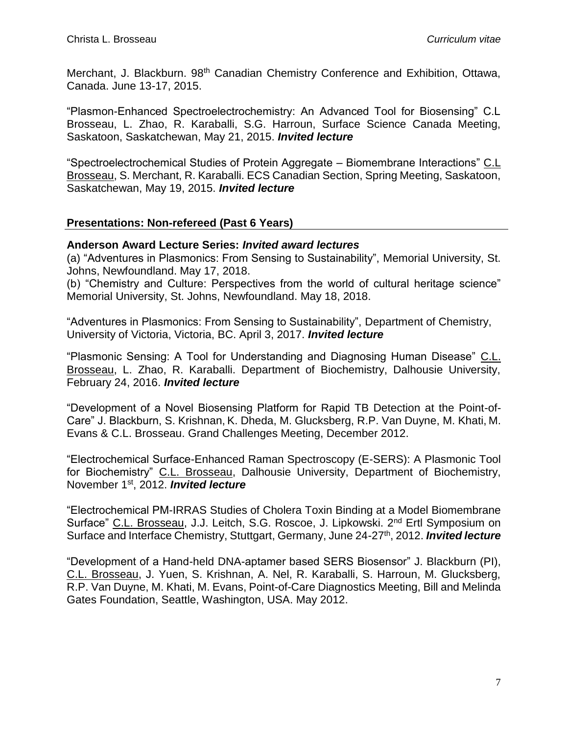Merchant, J. Blackburn. 98th Canadian Chemistry Conference and Exhibition, Ottawa, Canada. June 13-17, 2015.

"Plasmon-Enhanced Spectroelectrochemistry: An Advanced Tool for Biosensing" C.L Brosseau, L. Zhao, R. Karaballi, S.G. Harroun, Surface Science Canada Meeting, Saskatoon, Saskatchewan, May 21, 2015. ***Invited lecture***

"Spectroelectrochemical Studies of Protein Aggregate – Biomembrane Interactions" <u>C.L Brosseau</u>, S. Merchant, R. Karaballi. ECS Canadian Section, Spring Meeting, Saskatoon, Saskatchewan, May 19, 2015. ***Invited lecture***

## Presentations: Non-refereed (Past 6 Years)

**Anderson Award Lecture Series: *Invited award lectures***

(a) "Adventures in Plasmonics: From Sensing to Sustainability", Memorial University, St. Johns, Newfoundland. May 17, 2018.

(b) "Chemistry and Culture: Perspectives from the world of cultural heritage science" Memorial University, St. Johns, Newfoundland. May 18, 2018.

"Adventures in Plasmonics: From Sensing to Sustainability", Department of Chemistry, University of Victoria, Victoria, BC. April 3, 2017. ***Invited lecture***

"Plasmonic Sensing: A Tool for Understanding and Diagnosing Human Disease" <u>C.L. Brosseau</u>, L. Zhao, R. Karaballi. Department of Biochemistry, Dalhousie University, February 24, 2016. ***Invited lecture***

"Development of a Novel Biosensing Platform for Rapid TB Detection at the Point-of-Care" J. Blackburn, S. Krishnan, K. Dheda, M. Glucksberg, R.P. Van Duyne, M. Khati, M. Evans & C.L. Brosseau. Grand Challenges Meeting, December 2012.

"Electrochemical Surface-Enhanced Raman Spectroscopy (E-SERS): A Plasmonic Tool for Biochemistry" <u>C.L. Brosseau</u>, Dalhousie University, Department of Biochemistry, November 1st, 2012. ***Invited lecture***

"Electrochemical PM-IRRAS Studies of Cholera Toxin Binding at a Model Biomembrane Surface" <u>C.L. Brosseau</u>, J.J. Leitch, S.G. Roscoe, J. Lipkowski. 2nd Ertl Symposium on Surface and Interface Chemistry, Stuttgart, Germany, June 24-27th, 2012. ***Invited lecture***

"Development of a Hand-held DNA-aptamer based SERS Biosensor" J. Blackburn (PI), <u>C.L. Brosseau</u>, J. Yuen, S. Krishnan, A. Nel, R. Karaballi, S. Harroun, M. Glucksberg, R.P. Van Duyne, M. Khati, M. Evans, Point-of-Care Diagnostics Meeting, Bill and Melinda Gates Foundation, Seattle, Washington, USA. May 2012.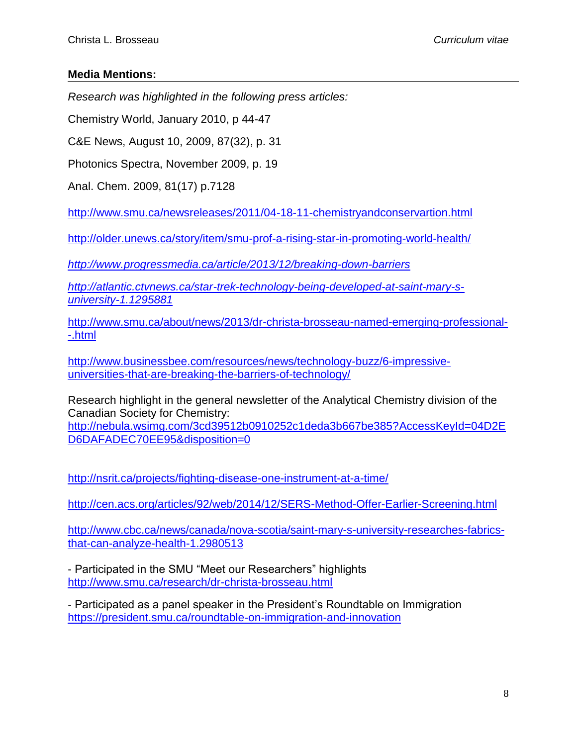## Media Mentions:

*Research was highlighted in the following press articles:*

Chemistry World, January 2010, p 44-47

C&E News, August 10, 2009, 87(32), p. 31

Photonics Spectra, November 2009, p. 19

Anal. Chem. 2009, 81(17) p.7128

http://www.smu.ca/newsreleases/2011/04-18-11-chemistryandconservartion.html

http://older.unews.ca/story/item/smu-prof-a-rising-star-in-promoting-world-health/

*http://www.progressmedia.ca/article/2013/12/breaking-down-barriers*

*http://atlantic.ctvnews.ca/star-trek-technology-being-developed-at-saint-mary-s-university-1.1295881*

http://www.smu.ca/about/news/2013/dr-christa-brosseau-named-emerging-professional--.html

http://www.businessbee.com/resources/news/technology-buzz/6-impressive-universities-that-are-breaking-the-barriers-of-technology/

Research highlight in the general newsletter of the Analytical Chemistry division of the Canadian Society for Chemistry:
http://nebula.wsimg.com/3cd39512b0910252c1deda3b667be385?AccessKeyId=04D2ED6DAFADEC70EE95&disposition=0

http://nsrit.ca/projects/fighting-disease-one-instrument-at-a-time/

http://cen.acs.org/articles/92/web/2014/12/SERS-Method-Offer-Earlier-Screening.html

http://www.cbc.ca/news/canada/nova-scotia/saint-mary-s-university-researches-fabrics-that-can-analyze-health-1.2980513

- Participated in the SMU "Meet our Researchers" highlights
http://www.smu.ca/research/dr-christa-brosseau.html

- Participated as a panel speaker in the President's Roundtable on Immigration
https://president.smu.ca/roundtable-on-immigration-and-innovation